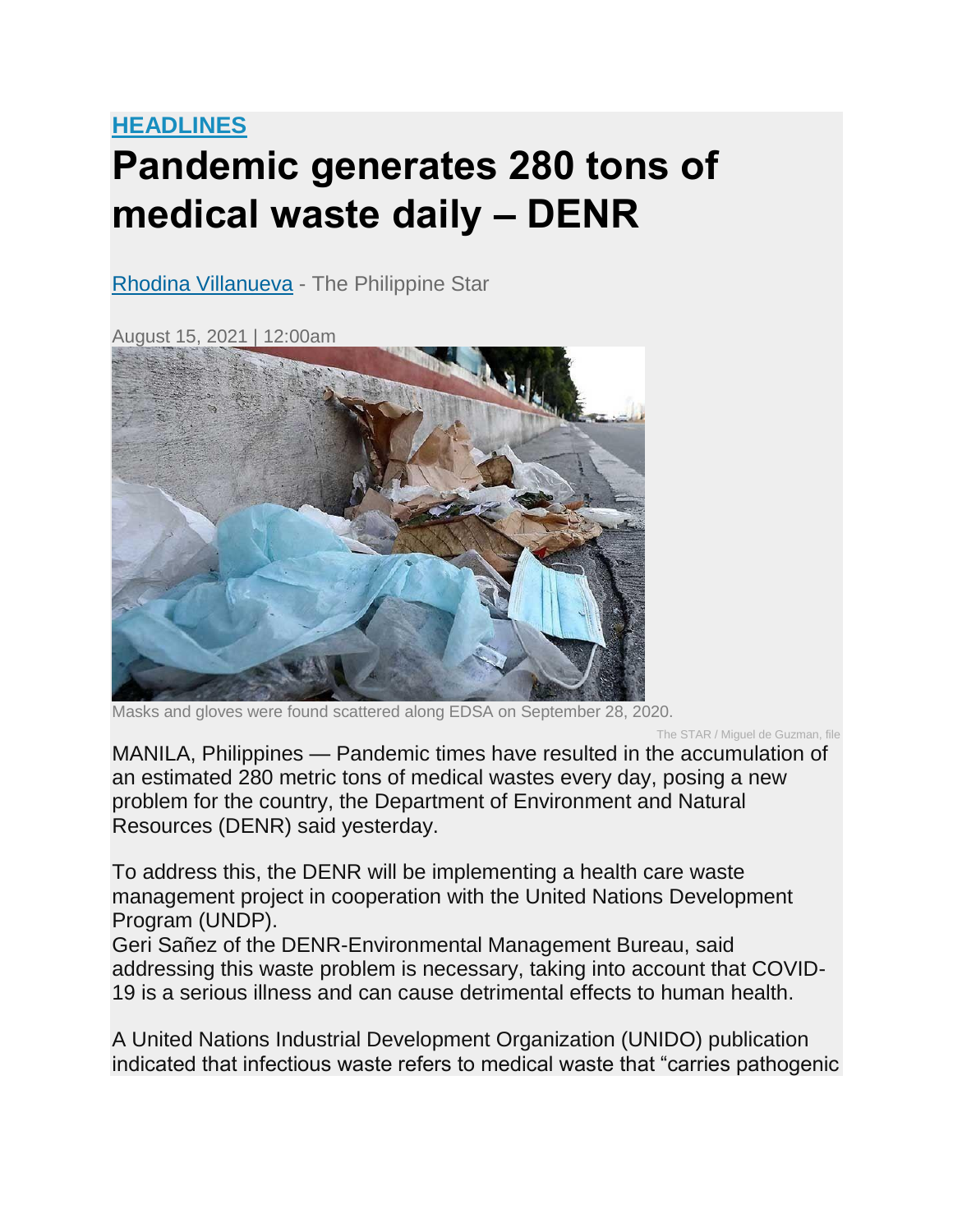**HEADLINES**

# Pandemic generates 280 tons of medical waste daily – DENR

Rhodina Villanueva - The Philippine Star

August 15, 2021 | 12:00am

Masks and gloves were found scattered along EDSA on September 28, 2020.

The STAR / Miguel de Guzman, file

MANILA, Philippines — Pandemic times have resulted in the accumulation of an estimated 280 metric tons of medical wastes every day, posing a new problem for the country, the Department of Environment and Natural Resources (DENR) said yesterday.

To address this, the DENR will be implementing a health care waste management project in cooperation with the United Nations Development Program (UNDP).

Geri Sañez of the DENR-Environmental Management Bureau, said addressing this waste problem is necessary, taking into account that COVID-19 is a serious illness and can cause detrimental effects to human health.

A United Nations Industrial Development Organization (UNIDO) publication indicated that infectious waste refers to medical waste that "carries pathogenic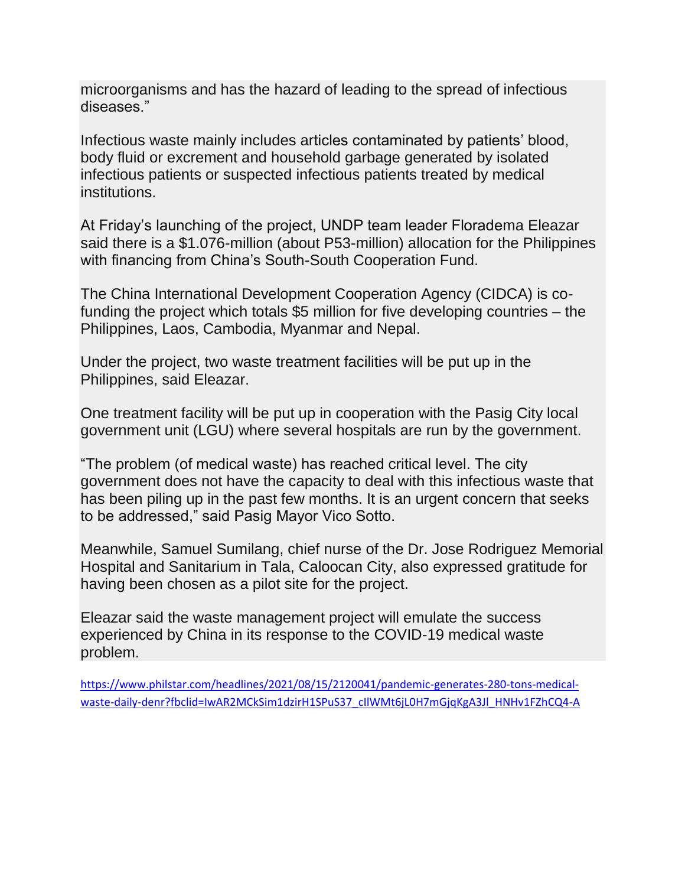microorganisms and has the hazard of leading to the spread of infectious diseases."

Infectious waste mainly includes articles contaminated by patients' blood, body fluid or excrement and household garbage generated by isolated infectious patients or suspected infectious patients treated by medical institutions.

At Friday's launching of the project, UNDP team leader Floradema Eleazar said there is a $1.076-million (about P53-million) allocation for the Philippines with financing from China's South-South Cooperation Fund.

The China International Development Cooperation Agency (CIDCA) is co-funding the project which totals $5 million for five developing countries – the Philippines, Laos, Cambodia, Myanmar and Nepal.

Under the project, two waste treatment facilities will be put up in the Philippines, said Eleazar.

One treatment facility will be put up in cooperation with the Pasig City local government unit (LGU) where several hospitals are run by the government.

"The problem (of medical waste) has reached critical level. The city government does not have the capacity to deal with this infectious waste that has been piling up in the past few months. It is an urgent concern that seeks to be addressed," said Pasig Mayor Vico Sotto.

Meanwhile, Samuel Sumilang, chief nurse of the Dr. Jose Rodriguez Memorial Hospital and Sanitarium in Tala, Caloocan City, also expressed gratitude for having been chosen as a pilot site for the project.

Eleazar said the waste management project will emulate the success experienced by China in its response to the COVID-19 medical waste problem.

https://www.philstar.com/headlines/2021/08/15/2120041/pandemic-generates-280-tons-medical-waste-daily-denr?fbclid=IwAR2MCkSim1dzirH1SPuS37_cIlWMt6jL0H7mGjqKgA3Jl_HNHv1FZhCQ4-A